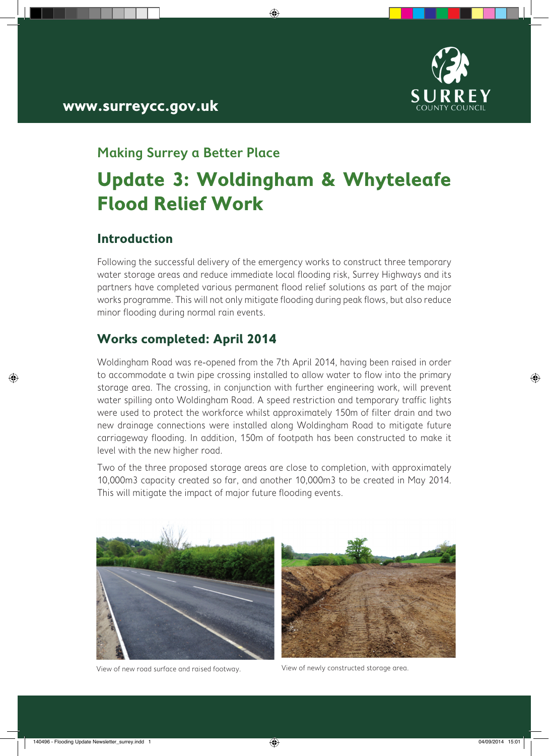www.surreycc.gov.uk

SURREY COUNTY COUNCIL

## Making Surrey a Better Place

# Update 3: Woldingham & Whyteleafe Flood Relief Work

## Introduction

Following the successful delivery of the emergency works to construct three temporary water storage areas and reduce immediate local flooding risk, Surrey Highways and its partners have completed various permanent flood relief solutions as part of the major works programme. This will not only mitigate flooding during peak flows, but also reduce minor flooding during normal rain events.

## Works completed: April 2014

Woldingham Road was re-opened from the 7th April 2014, having been raised in order to accommodate a twin pipe crossing installed to allow water to flow into the primary storage area. The crossing, in conjunction with further engineering work, will prevent water spilling onto Woldingham Road. A speed restriction and temporary traffic lights were used to protect the workforce whilst approximately 150m of filter drain and two new drainage connections were installed along Woldingham Road to mitigate future carriageway flooding. In addition, 150m of footpath has been constructed to make it level with the new higher road.

Two of the three proposed storage areas are close to completion, with approximately 10,000m3 capacity created so far, and another 10,000m3 to be created in May 2014. This will mitigate the impact of major future flooding events.

View of new road surface and raised footway.

View of newly constructed storage area.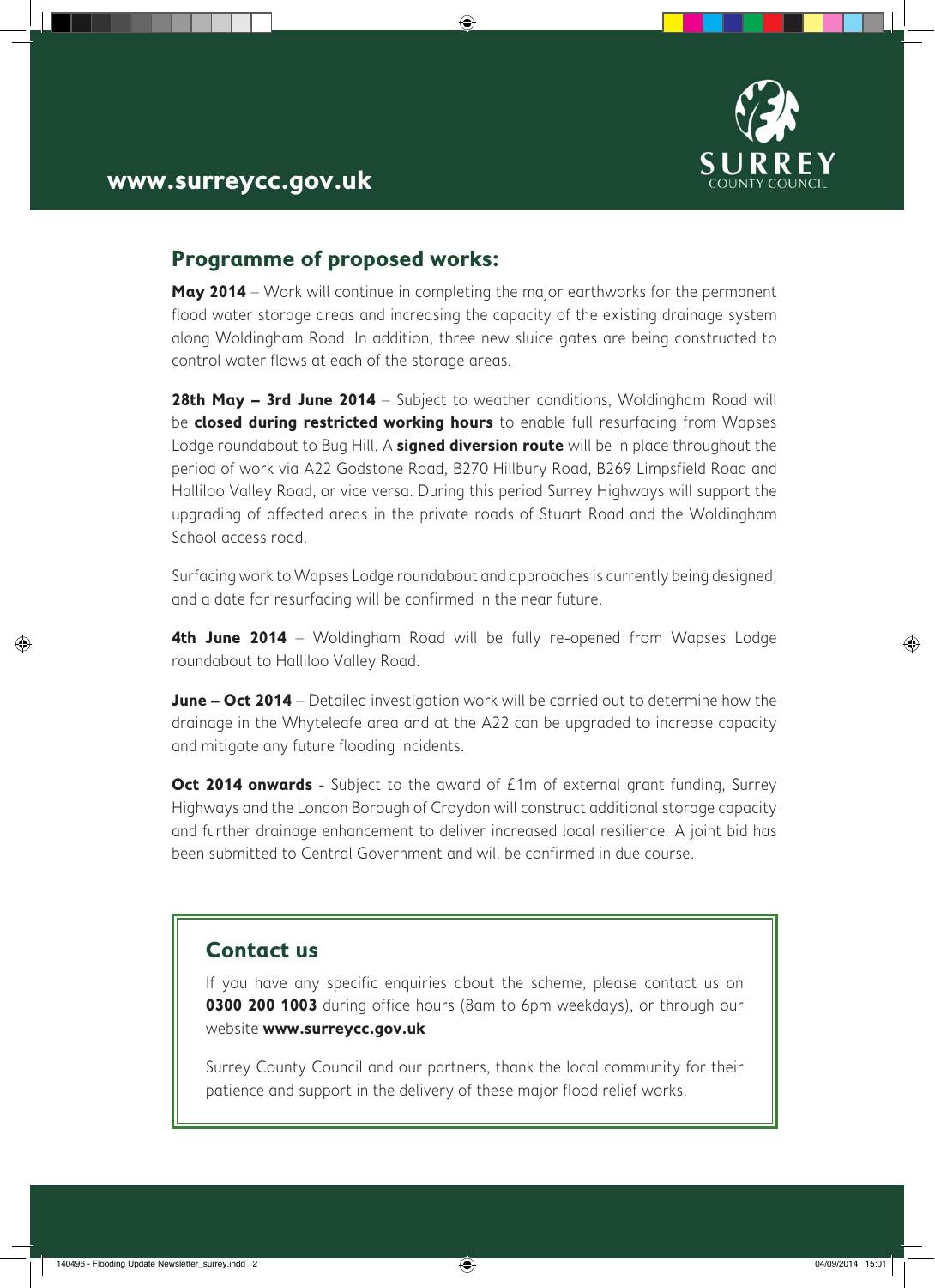www.surreycc.gov.uk

SURREY COUNTY COUNCIL

## Programme of proposed works:

**May 2014** – Work will continue in completing the major earthworks for the permanent flood water storage areas and increasing the capacity of the existing drainage system along Woldingham Road. In addition, three new sluice gates are being constructed to control water flows at each of the storage areas.

**28th May – 3rd June 2014** – Subject to weather conditions, Woldingham Road will be **closed during restricted working hours** to enable full resurfacing from Wapses Lodge roundabout to Bug Hill. A **signed diversion route** will be in place throughout the period of work via A22 Godstone Road, B270 Hillbury Road, B269 Limpsfield Road and Halliloo Valley Road, or vice versa. During this period Surrey Highways will support the upgrading of affected areas in the private roads of Stuart Road and the Woldingham School access road.

Surfacing work to Wapses Lodge roundabout and approaches is currently being designed, and a date for resurfacing will be confirmed in the near future.

**4th June 2014** – Woldingham Road will be fully re-opened from Wapses Lodge roundabout to Halliloo Valley Road.

**June – Oct 2014** – Detailed investigation work will be carried out to determine how the drainage in the Whyteleafe area and at the A22 can be upgraded to increase capacity and mitigate any future flooding incidents.

**Oct 2014 onwards** - Subject to the award of £1m of external grant funding, Surrey Highways and the London Borough of Croydon will construct additional storage capacity and further drainage enhancement to deliver increased local resilience. A joint bid has been submitted to Central Government and will be confirmed in due course.

## Contact us

If you have any specific enquiries about the scheme, please contact us on **0300 200 1003** during office hours (8am to 6pm weekdays), or through our website **www.surreycc.gov.uk**

Surrey County Council and our partners, thank the local community for their patience and support in the delivery of these major flood relief works.